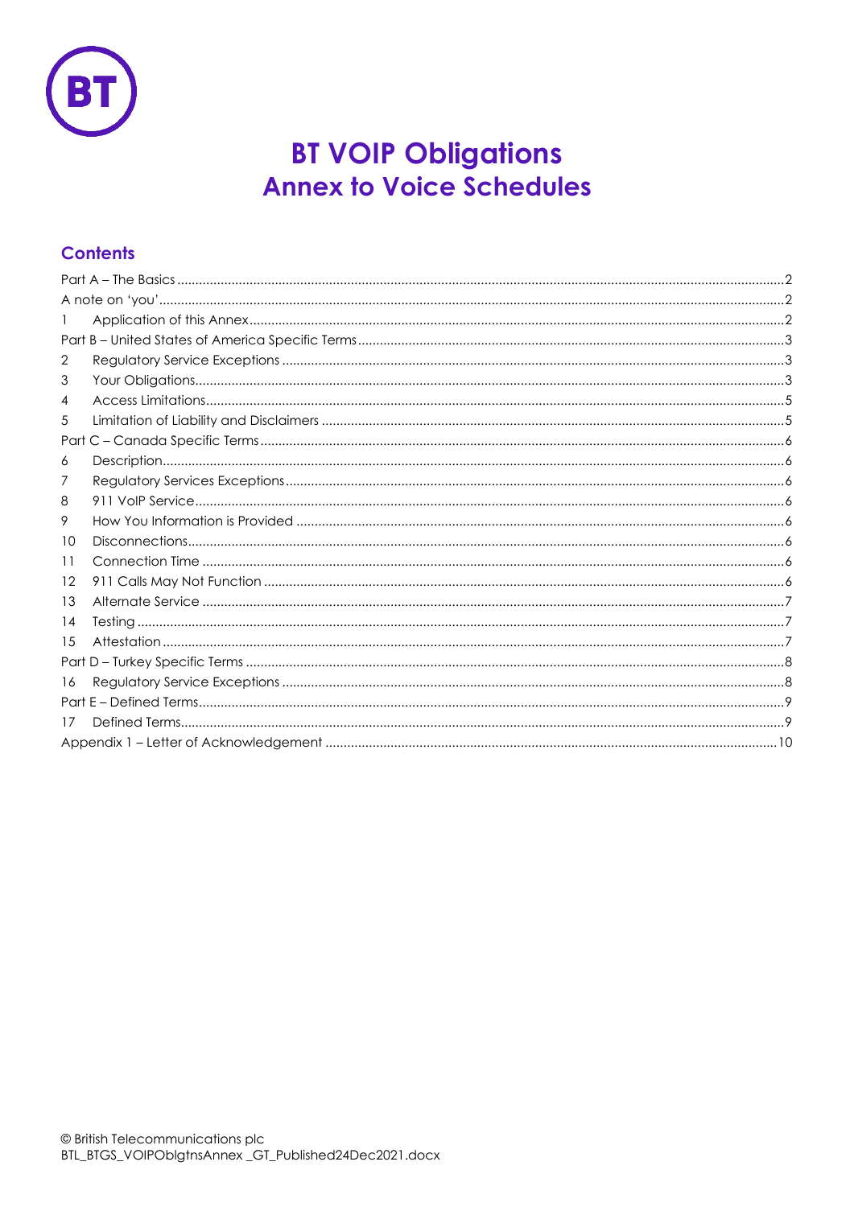# BT VOIP Obligations
## Annex to Voice Schedules

## Contents

Part A – The Basics ..... 2
A note on 'you' ..... 2
1 Application of this Annex ..... 2
Part B – United States of America Specific Terms ..... 3
2 Regulatory Service Exceptions ..... 3
3 Your Obligations ..... 3
4 Access Limitations ..... 5
5 Limitation of Liability and Disclaimers ..... 5
Part C – Canada Specific Terms ..... 6
6 Description ..... 6
7 Regulatory Services Exceptions ..... 6
8 911 VoIP Service ..... 6
9 How You Information is Provided ..... 6
10 Disconnections ..... 6
11 Connection Time ..... 6
12 911 Calls May Not Function ..... 6
13 Alternate Service ..... 7
14 Testing ..... 7
15 Attestation ..... 7
Part D – Turkey Specific Terms ..... 8
16 Regulatory Service Exceptions ..... 8
Part E – Defined Terms ..... 9
17 Defined Terms ..... 9
Appendix 1 – Letter of Acknowledgement ..... 10

© British Telecommunications plc
BTL_BTGS_VOIPOblgtnsAnnex _GT_Published24Dec2021.docx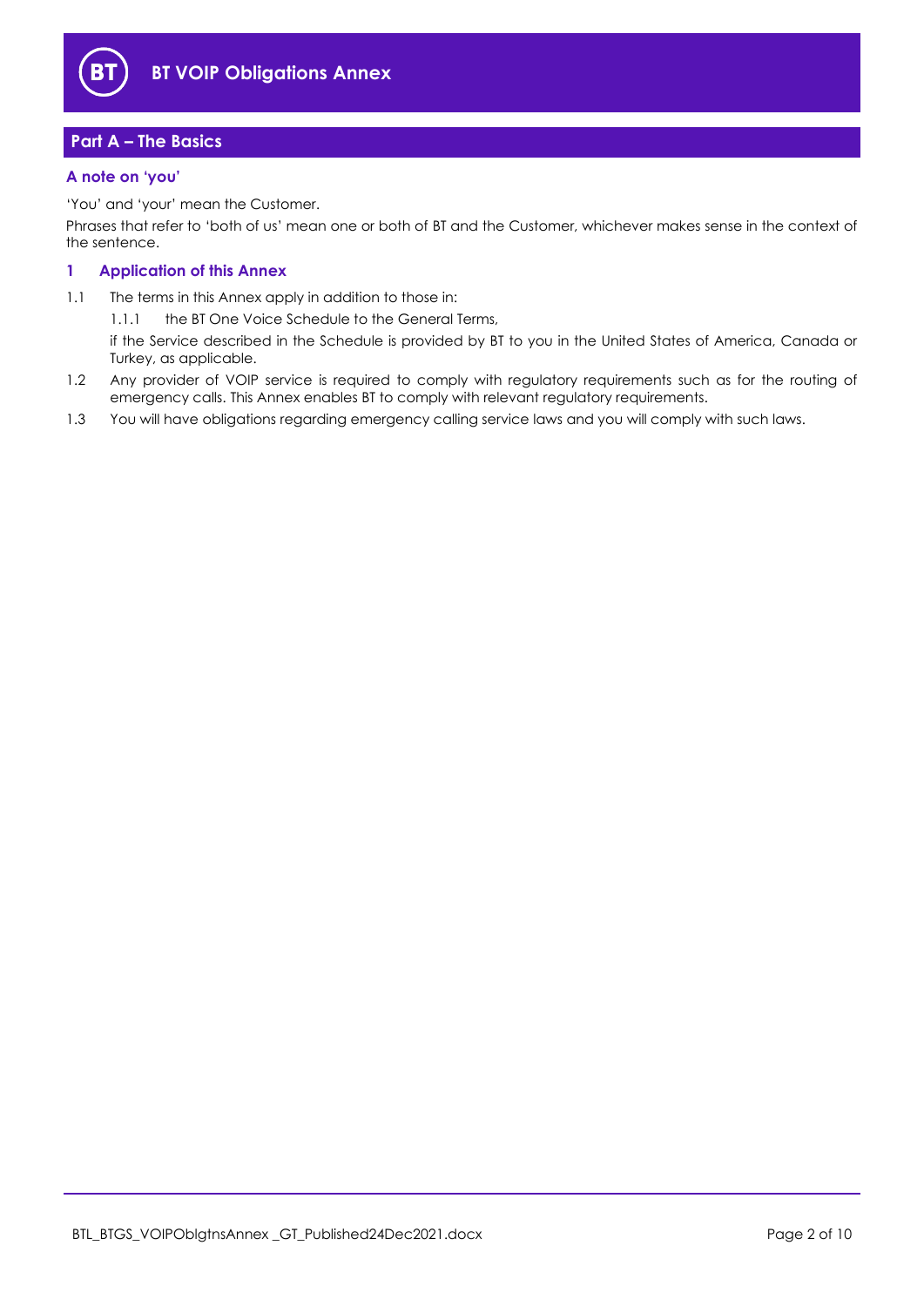# BT VOIP Obligations Annex

## Part A – The Basics

### A note on 'you'

'You' and 'your' mean the Customer.

Phrases that refer to 'both of us' mean one or both of BT and the Customer, whichever makes sense in the context of the sentence.

### 1 Application of this Annex

1.1 The terms in this Annex apply in addition to those in:

1.1.1 the BT One Voice Schedule to the General Terms,

if the Service described in the Schedule is provided by BT to you in the United States of America, Canada or Turkey, as applicable.

1.2 Any provider of VOIP service is required to comply with regulatory requirements such as for the routing of emergency calls. This Annex enables BT to comply with relevant regulatory requirements.

1.3 You will have obligations regarding emergency calling service laws and you will comply with such laws.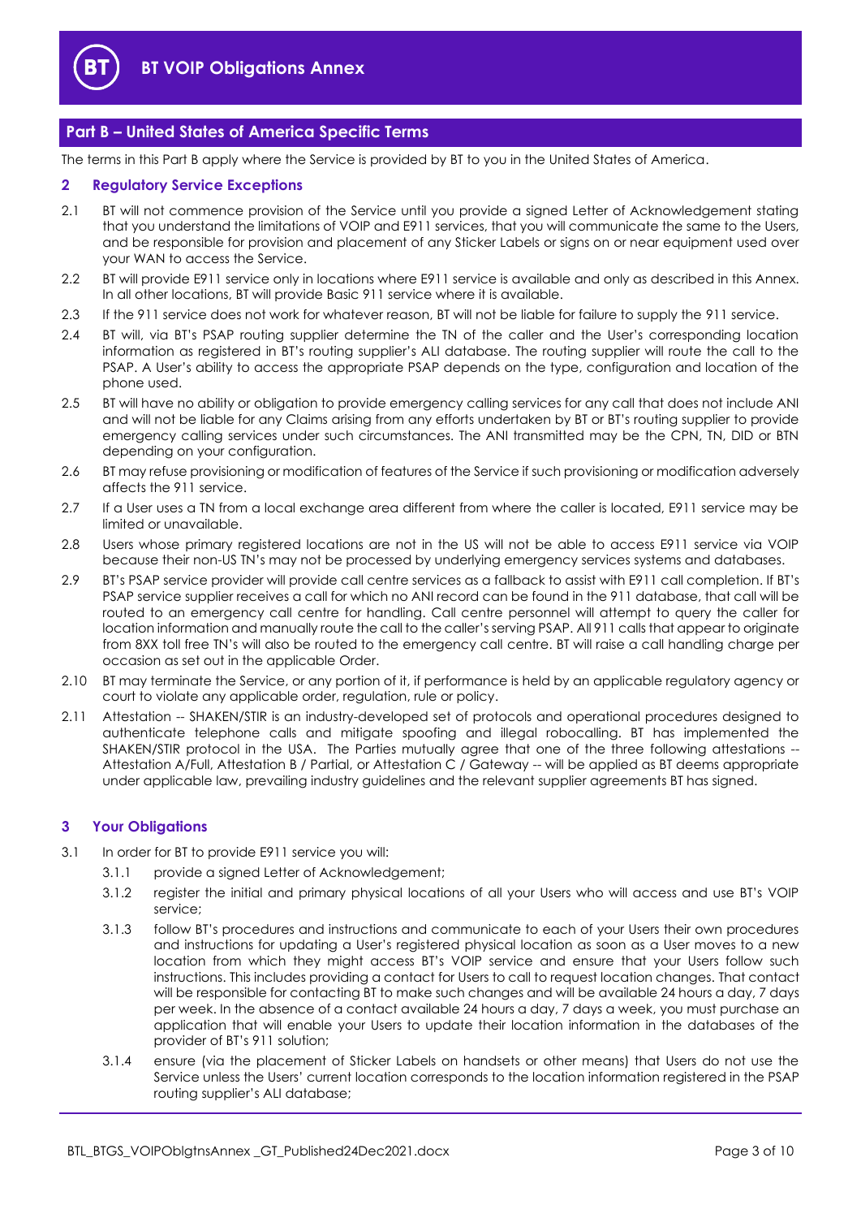## Part B – United States of America Specific Terms

The terms in this Part B apply where the Service is provided by BT to you in the United States of America.

### 2 Regulatory Service Exceptions

2.1 BT will not commence provision of the Service until you provide a signed Letter of Acknowledgement stating that you understand the limitations of VOIP and E911 services, that you will communicate the same to the Users, and be responsible for provision and placement of any Sticker Labels or signs on or near equipment used over your WAN to access the Service.

2.2 BT will provide E911 service only in locations where E911 service is available and only as described in this Annex. In all other locations, BT will provide Basic 911 service where it is available.

2.3 If the 911 service does not work for whatever reason, BT will not be liable for failure to supply the 911 service.

2.4 BT will, via BT's PSAP routing supplier determine the TN of the caller and the User's corresponding location information as registered in BT's routing supplier's ALI database. The routing supplier will route the call to the PSAP. A User's ability to access the appropriate PSAP depends on the type, configuration and location of the phone used.

2.5 BT will have no ability or obligation to provide emergency calling services for any call that does not include ANI and will not be liable for any Claims arising from any efforts undertaken by BT or BT's routing supplier to provide emergency calling services under such circumstances. The ANI transmitted may be the CPN, TN, DID or BTN depending on your configuration.

2.6 BT may refuse provisioning or modification of features of the Service if such provisioning or modification adversely affects the 911 service.

2.7 If a User uses a TN from a local exchange area different from where the caller is located, E911 service may be limited or unavailable.

2.8 Users whose primary registered locations are not in the US will not be able to access E911 service via VOIP because their non-US TN's may not be processed by underlying emergency services systems and databases.

2.9 BT's PSAP service provider will provide call centre services as a fallback to assist with E911 call completion. If BT's PSAP service supplier receives a call for which no ANI record can be found in the 911 database, that call will be routed to an emergency call centre for handling. Call centre personnel will attempt to query the caller for location information and manually route the call to the caller's serving PSAP. All 911 calls that appear to originate from 8XX toll free TN's will also be routed to the emergency call centre. BT will raise a call handling charge per occasion as set out in the applicable Order.

2.10 BT may terminate the Service, or any portion of it, if performance is held by an applicable regulatory agency or court to violate any applicable order, regulation, rule or policy.

2.11 Attestation -- SHAKEN/STIR is an industry-developed set of protocols and operational procedures designed to authenticate telephone calls and mitigate spoofing and illegal robocalling. BT has implemented the SHAKEN/STIR protocol in the USA. The Parties mutually agree that one of the three following attestations -- Attestation A/Full, Attestation B / Partial, or Attestation C / Gateway -- will be applied as BT deems appropriate under applicable law, prevailing industry guidelines and the relevant supplier agreements BT has signed.

### 3 Your Obligations

3.1 In order for BT to provide E911 service you will:

3.1.1 provide a signed Letter of Acknowledgement;

3.1.2 register the initial and primary physical locations of all your Users who will access and use BT's VOIP service;

3.1.3 follow BT's procedures and instructions and communicate to each of your Users their own procedures and instructions for updating a User's registered physical location as soon as a User moves to a new location from which they might access BT's VOIP service and ensure that your Users follow such instructions. This includes providing a contact for Users to call to request location changes. That contact will be responsible for contacting BT to make such changes and will be available 24 hours a day, 7 days per week. In the absence of a contact available 24 hours a day, 7 days a week, you must purchase an application that will enable your Users to update their location information in the databases of the provider of BT's 911 solution;

3.1.4 ensure (via the placement of Sticker Labels on handsets or other means) that Users do not use the Service unless the Users' current location corresponds to the location information registered in the PSAP routing supplier's ALI database;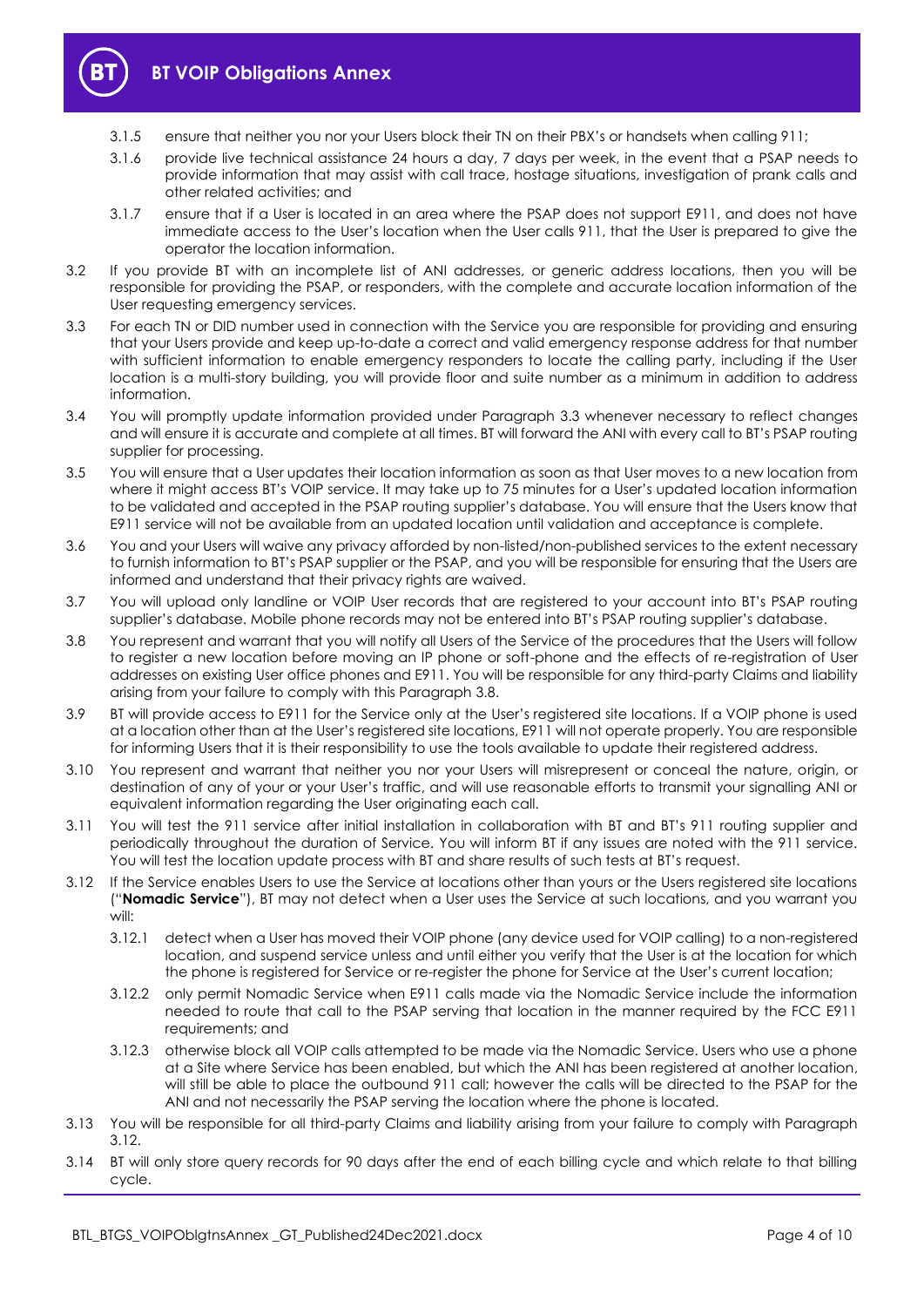3.1.5 ensure that neither you nor your Users block their TN on their PBX's or handsets when calling 911;

3.1.6 provide live technical assistance 24 hours a day, 7 days per week, in the event that a PSAP needs to provide information that may assist with call trace, hostage situations, investigation of prank calls and other related activities; and

3.1.7 ensure that if a User is located in an area where the PSAP does not support E911, and does not have immediate access to the User's location when the User calls 911, that the User is prepared to give the operator the location information.

3.2 If you provide BT with an incomplete list of ANI addresses, or generic address locations, then you will be responsible for providing the PSAP, or responders, with the complete and accurate location information of the User requesting emergency services.

3.3 For each TN or DID number used in connection with the Service you are responsible for providing and ensuring that your Users provide and keep up-to-date a correct and valid emergency response address for that number with sufficient information to enable emergency responders to locate the calling party, including if the User location is a multi-story building, you will provide floor and suite number as a minimum in addition to address information.

3.4 You will promptly update information provided under Paragraph 3.3 whenever necessary to reflect changes and will ensure it is accurate and complete at all times. BT will forward the ANI with every call to BT's PSAP routing supplier for processing.

3.5 You will ensure that a User updates their location information as soon as that User moves to a new location from where it might access BT's VOIP service. It may take up to 75 minutes for a User's updated location information to be validated and accepted in the PSAP routing supplier's database. You will ensure that the Users know that E911 service will not be available from an updated location until validation and acceptance is complete.

3.6 You and your Users will waive any privacy afforded by non-listed/non-published services to the extent necessary to furnish information to BT's PSAP supplier or the PSAP, and you will be responsible for ensuring that the Users are informed and understand that their privacy rights are waived.

3.7 You will upload only landline or VOIP User records that are registered to your account into BT's PSAP routing supplier's database. Mobile phone records may not be entered into BT's PSAP routing supplier's database.

3.8 You represent and warrant that you will notify all Users of the Service of the procedures that the Users will follow to register a new location before moving an IP phone or soft-phone and the effects of re-registration of User addresses on existing User office phones and E911. You will be responsible for any third-party Claims and liability arising from your failure to comply with this Paragraph 3.8.

3.9 BT will provide access to E911 for the Service only at the User's registered site locations. If a VOIP phone is used at a location other than at the User's registered site locations, E911 will not operate properly. You are responsible for informing Users that it is their responsibility to use the tools available to update their registered address.

3.10 You represent and warrant that neither you nor your Users will misrepresent or conceal the nature, origin, or destination of any of your or your User's traffic, and will use reasonable efforts to transmit your signalling ANI or equivalent information regarding the User originating each call.

3.11 You will test the 911 service after initial installation in collaboration with BT and BT's 911 routing supplier and periodically throughout the duration of Service. You will inform BT if any issues are noted with the 911 service. You will test the location update process with BT and share results of such tests at BT's request.

3.12 If the Service enables Users to use the Service at locations other than yours or the Users registered site locations ("**Nomadic Service**"), BT may not detect when a User uses the Service at such locations, and you warrant you will:

3.12.1 detect when a User has moved their VOIP phone (any device used for VOIP calling) to a non-registered location, and suspend service unless and until either you verify that the User is at the location for which the phone is registered for Service or re-register the phone for Service at the User's current location;

3.12.2 only permit Nomadic Service when E911 calls made via the Nomadic Service include the information needed to route that call to the PSAP serving that location in the manner required by the FCC E911 requirements; and

3.12.3 otherwise block all VOIP calls attempted to be made via the Nomadic Service. Users who use a phone at a Site where Service has been enabled, but which the ANI has been registered at another location, will still be able to place the outbound 911 call; however the calls will be directed to the PSAP for the ANI and not necessarily the PSAP serving the location where the phone is located.

3.13 You will be responsible for all third-party Claims and liability arising from your failure to comply with Paragraph 3.12.

3.14 BT will only store query records for 90 days after the end of each billing cycle and which relate to that billing cycle.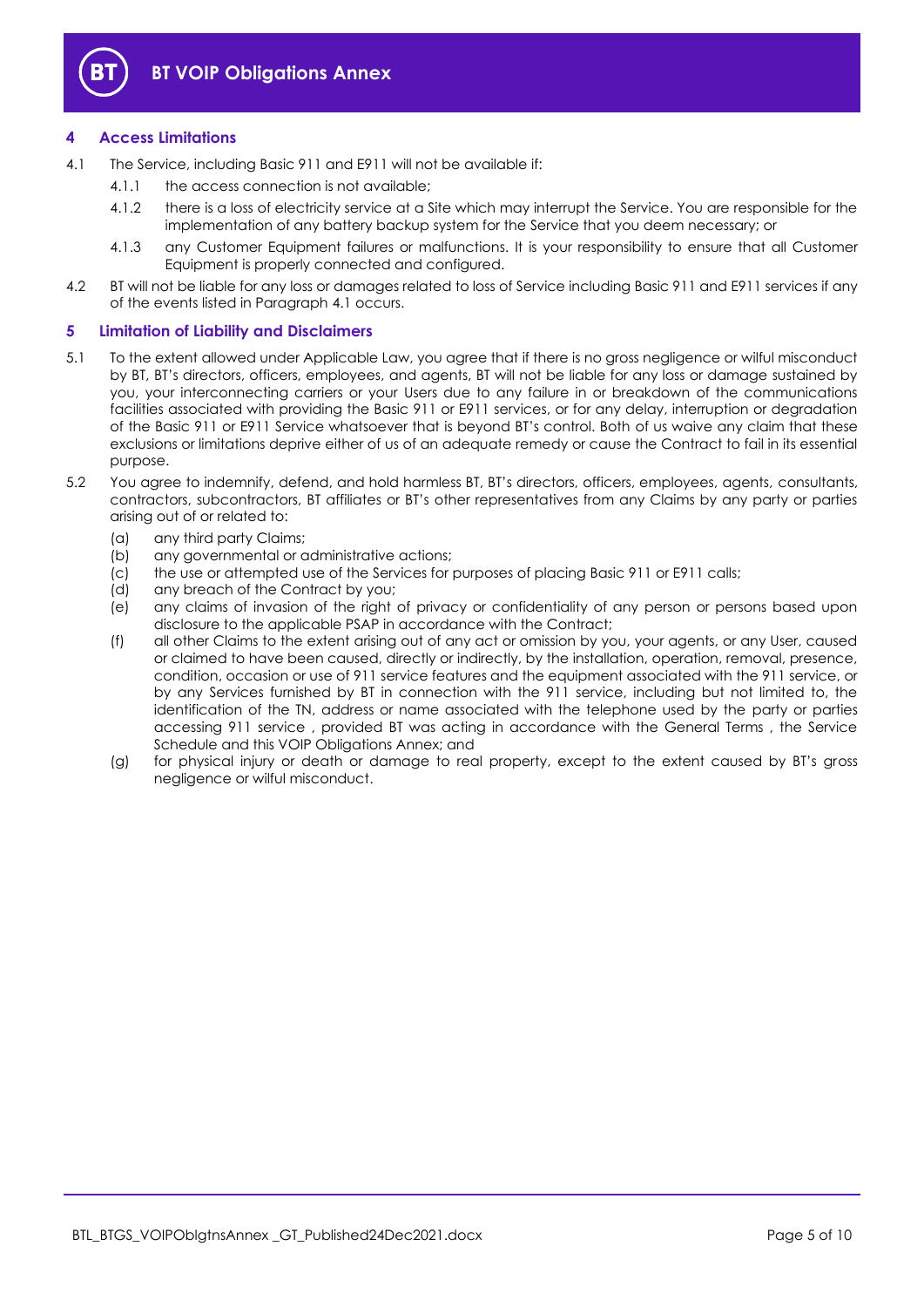## 4 Access Limitations

4.1 The Service, including Basic 911 and E911 will not be available if:

4.1.1 the access connection is not available;

4.1.2 there is a loss of electricity service at a Site which may interrupt the Service. You are responsible for the implementation of any battery backup system for the Service that you deem necessary; or

4.1.3 any Customer Equipment failures or malfunctions. It is your responsibility to ensure that all Customer Equipment is properly connected and configured.

4.2 BT will not be liable for any loss or damages related to loss of Service including Basic 911 and E911 services if any of the events listed in Paragraph 4.1 occurs.

## 5 Limitation of Liability and Disclaimers

5.1 To the extent allowed under Applicable Law, you agree that if there is no gross negligence or wilful misconduct by BT, BT's directors, officers, employees, and agents, BT will not be liable for any loss or damage sustained by you, your interconnecting carriers or your Users due to any failure in or breakdown of the communications facilities associated with providing the Basic 911 or E911 services, or for any delay, interruption or degradation of the Basic 911 or E911 Service whatsoever that is beyond BT's control. Both of us waive any claim that these exclusions or limitations deprive either of us of an adequate remedy or cause the Contract to fail in its essential purpose.

5.2 You agree to indemnify, defend, and hold harmless BT, BT's directors, officers, employees, agents, consultants, contractors, subcontractors, BT affiliates or BT's other representatives from any Claims by any party or parties arising out of or related to:

(a) any third party Claims;

(b) any governmental or administrative actions;

(c) the use or attempted use of the Services for purposes of placing Basic 911 or E911 calls;

(d) any breach of the Contract by you;

(e) any claims of invasion of the right of privacy or confidentiality of any person or persons based upon disclosure to the applicable PSAP in accordance with the Contract;

(f) all other Claims to the extent arising out of any act or omission by you, your agents, or any User, caused or claimed to have been caused, directly or indirectly, by the installation, operation, removal, presence, condition, occasion or use of 911 service features and the equipment associated with the 911 service, or by any Services furnished by BT in connection with the 911 service, including but not limited to, the identification of the TN, address or name associated with the telephone used by the party or parties accessing 911 service , provided BT was acting in accordance with the General Terms , the Service Schedule and this VOIP Obligations Annex; and

(g) for physical injury or death or damage to real property, except to the extent caused by BT's gross negligence or wilful misconduct.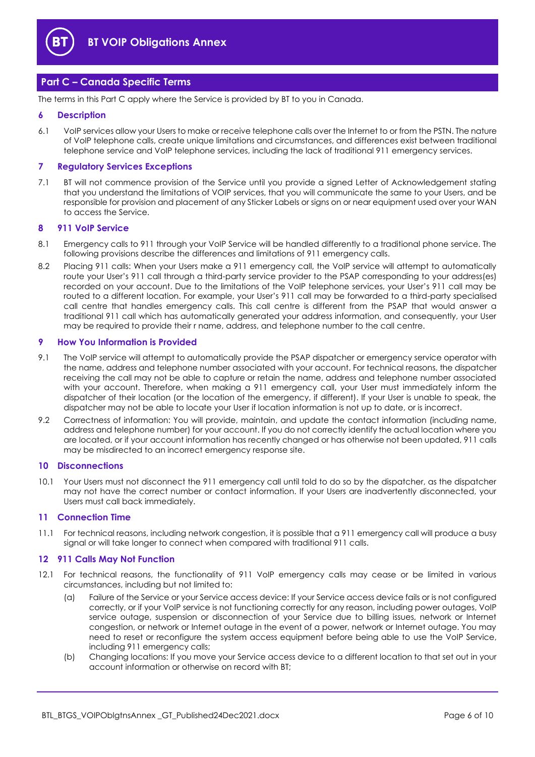## Part C – Canada Specific Terms

The terms in this Part C apply where the Service is provided by BT to you in Canada.

### 6 Description

6.1 VoIP services allow your Users to make or receive telephone calls over the Internet to or from the PSTN. The nature of VoIP telephone calls, create unique limitations and circumstances, and differences exist between traditional telephone service and VoIP telephone services, including the lack of traditional 911 emergency services.

### 7 Regulatory Services Exceptions

7.1 BT will not commence provision of the Service until you provide a signed Letter of Acknowledgement stating that you understand the limitations of VOIP services, that you will communicate the same to your Users, and be responsible for provision and placement of any Sticker Labels or signs on or near equipment used over your WAN to access the Service.

### 8 911 VoIP Service

8.1 Emergency calls to 911 through your VoIP Service will be handled differently to a traditional phone service. The following provisions describe the differences and limitations of 911 emergency calls.

8.2 Placing 911 calls: When your Users make a 911 emergency call, the VoIP service will attempt to automatically route your User's 911 call through a third-party service provider to the PSAP corresponding to your address(es) recorded on your account. Due to the limitations of the VoIP telephone services, your User's 911 call may be routed to a different location. For example, your User's 911 call may be forwarded to a third-party specialised call centre that handles emergency calls. This call centre is different from the PSAP that would answer a traditional 911 call which has automatically generated your address information, and consequently, your User may be required to provide their r name, address, and telephone number to the call centre.

### 9 How You Information is Provided

9.1 The VoIP service will attempt to automatically provide the PSAP dispatcher or emergency service operator with the name, address and telephone number associated with your account. For technical reasons, the dispatcher receiving the call may not be able to capture or retain the name, address and telephone number associated with your account. Therefore, when making a 911 emergency call, your User must immediately inform the dispatcher of their location (or the location of the emergency, if different). If your User is unable to speak, the dispatcher may not be able to locate your User if location information is not up to date, or is incorrect.

9.2 Correctness of information: You will provide, maintain, and update the contact information (including name, address and telephone number) for your account. If you do not correctly identify the actual location where you are located, or if your account information has recently changed or has otherwise not been updated, 911 calls may be misdirected to an incorrect emergency response site.

### 10 Disconnections

10.1 Your Users must not disconnect the 911 emergency call until told to do so by the dispatcher, as the dispatcher may not have the correct number or contact information. If your Users are inadvertently disconnected, your Users must call back immediately.

### 11 Connection Time

11.1 For technical reasons, including network congestion, it is possible that a 911 emergency call will produce a busy signal or will take longer to connect when compared with traditional 911 calls.

### 12 911 Calls May Not Function

12.1 For technical reasons, the functionality of 911 VoIP emergency calls may cease or be limited in various circumstances, including but not limited to:

(a) Failure of the Service or your Service access device: If your Service access device fails or is not configured correctly, or if your VoIP service is not functioning correctly for any reason, including power outages, VoIP service outage, suspension or disconnection of your Service due to billing issues, network or Internet congestion, or network or Internet outage in the event of a power, network or Internet outage. You may need to reset or reconfigure the system access equipment before being able to use the VoIP Service, including 911 emergency calls;

(b) Changing locations: If you move your Service access device to a different location to that set out in your account information or otherwise on record with BT;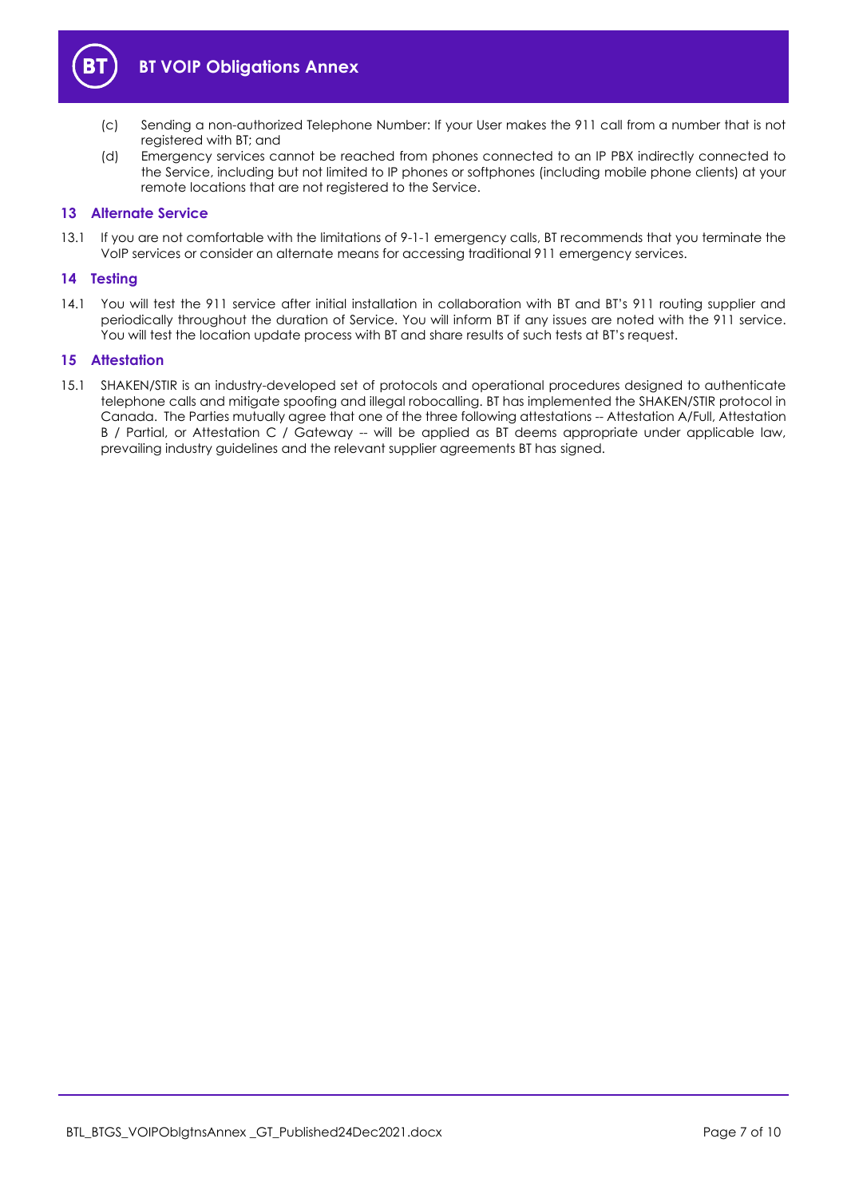(c) Sending a non-authorized Telephone Number: If your User makes the 911 call from a number that is not registered with BT; and

(d) Emergency services cannot be reached from phones connected to an IP PBX indirectly connected to the Service, including but not limited to IP phones or softphones (including mobile phone clients) at your remote locations that are not registered to the Service.

## 13 Alternate Service

13.1 If you are not comfortable with the limitations of 9-1-1 emergency calls, BT recommends that you terminate the VoIP services or consider an alternate means for accessing traditional 911 emergency services.

## 14 Testing

14.1 You will test the 911 service after initial installation in collaboration with BT and BT's 911 routing supplier and periodically throughout the duration of Service. You will inform BT if any issues are noted with the 911 service. You will test the location update process with BT and share results of such tests at BT's request.

## 15 Attestation

15.1 SHAKEN/STIR is an industry-developed set of protocols and operational procedures designed to authenticate telephone calls and mitigate spoofing and illegal robocalling. BT has implemented the SHAKEN/STIR protocol in Canada. The Parties mutually agree that one of the three following attestations -- Attestation A/Full, Attestation B / Partial, or Attestation C / Gateway -- will be applied as BT deems appropriate under applicable law, prevailing industry guidelines and the relevant supplier agreements BT has signed.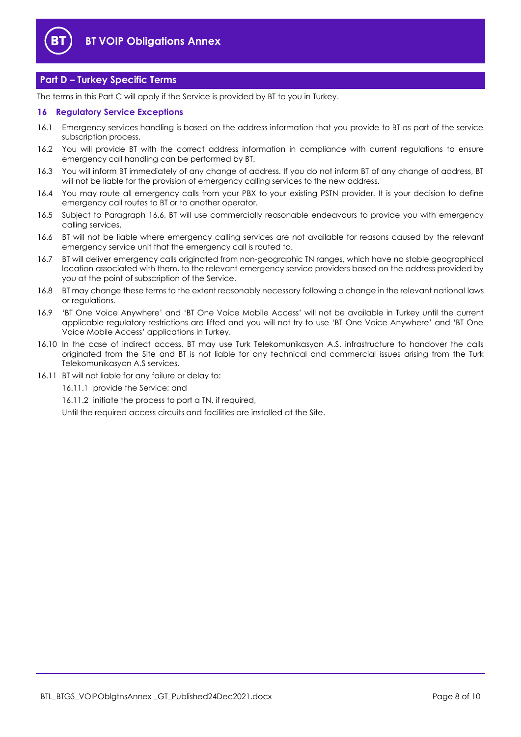## Part D – Turkey Specific Terms

The terms in this Part C will apply if the Service is provided by BT to you in Turkey.

### 16 Regulatory Service Exceptions

16.1 Emergency services handling is based on the address information that you provide to BT as part of the service subscription process.

16.2 You will provide BT with the correct address information in compliance with current regulations to ensure emergency call handling can be performed by BT.

16.3 You will inform BT immediately of any change of address. If you do not inform BT of any change of address, BT will not be liable for the provision of emergency calling services to the new address.

16.4 You may route all emergency calls from your PBX to your existing PSTN provider. It is your decision to define emergency call routes to BT or to another operator.

16.5 Subject to Paragraph 16.6, BT will use commercially reasonable endeavours to provide you with emergency calling services.

16.6 BT will not be liable where emergency calling services are not available for reasons caused by the relevant emergency service unit that the emergency call is routed to.

16.7 BT will deliver emergency calls originated from non-geographic TN ranges, which have no stable geographical location associated with them, to the relevant emergency service providers based on the address provided by you at the point of subscription of the Service.

16.8 BT may change these terms to the extent reasonably necessary following a change in the relevant national laws or regulations.

16.9 'BT One Voice Anywhere' and 'BT One Voice Mobile Access' will not be available in Turkey until the current applicable regulatory restrictions are lifted and you will not try to use 'BT One Voice Anywhere' and 'BT One Voice Mobile Access' applications in Turkey.

16.10 In the case of indirect access, BT may use Turk Telekomunikasyon A.S. infrastructure to handover the calls originated from the Site and BT is not liable for any technical and commercial issues arising from the Turk Telekomunikasyon A.S services.

16.11 BT will not liable for any failure or delay to:

16.11.1 provide the Service; and

16.11.2 initiate the process to port a TN, if required,

Until the required access circuits and facilities are installed at the Site.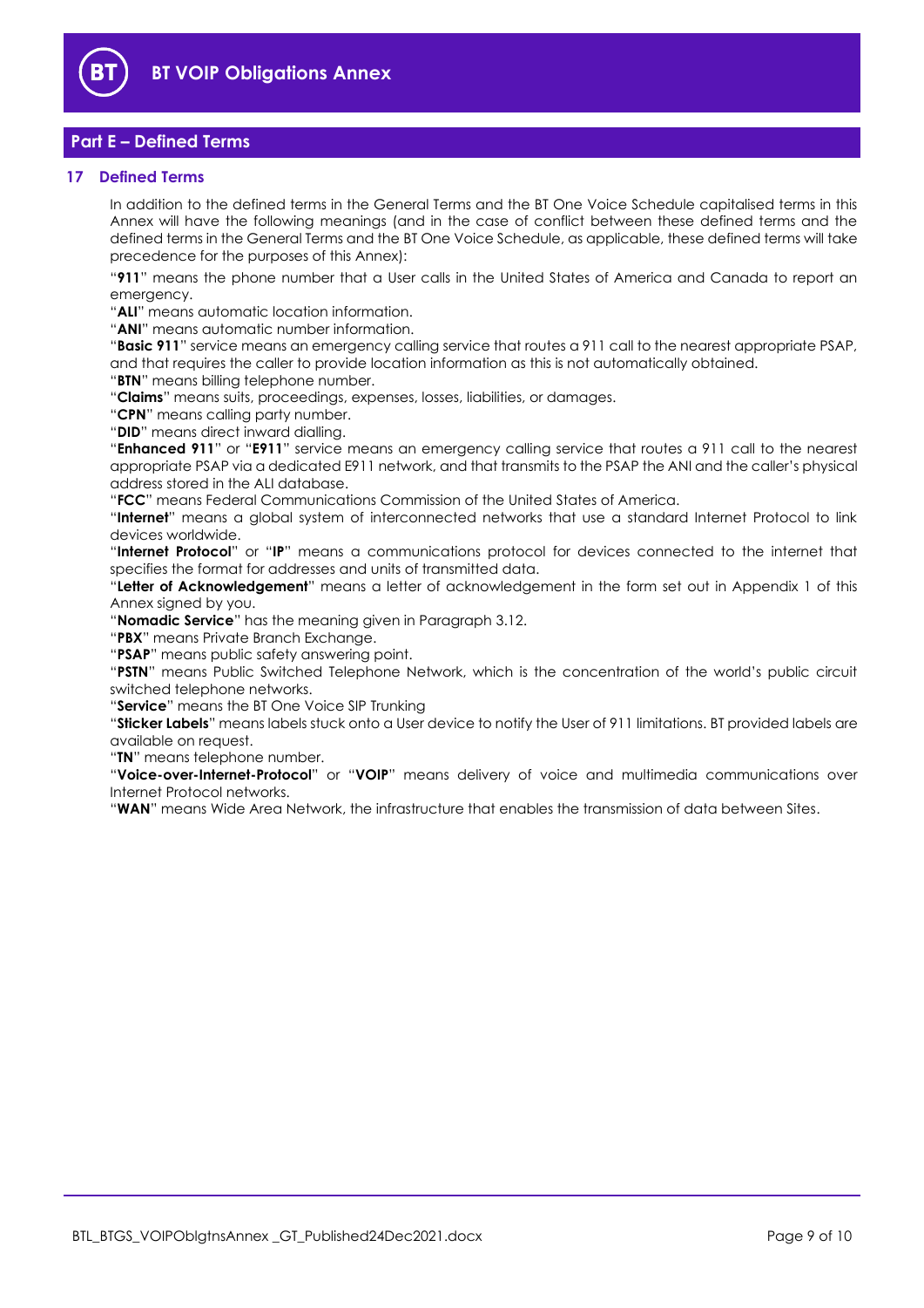## Part E – Defined Terms

### 17 Defined Terms

In addition to the defined terms in the General Terms and the BT One Voice Schedule capitalised terms in this Annex will have the following meanings (and in the case of conflict between these defined terms and the defined terms in the General Terms and the BT One Voice Schedule, as applicable, these defined terms will take precedence for the purposes of this Annex):

"**911**" means the phone number that a User calls in the United States of America and Canada to report an emergency.

"**ALI**" means automatic location information.

"**ANI**" means automatic number information.

"**Basic 911**" service means an emergency calling service that routes a 911 call to the nearest appropriate PSAP, and that requires the caller to provide location information as this is not automatically obtained.

"**BTN**" means billing telephone number.

"**Claims**" means suits, proceedings, expenses, losses, liabilities, or damages.

"**CPN**" means calling party number.

"**DID**" means direct inward dialling.

"**Enhanced 911**" or "**E911**" service means an emergency calling service that routes a 911 call to the nearest appropriate PSAP via a dedicated E911 network, and that transmits to the PSAP the ANI and the caller's physical address stored in the ALI database.

"**FCC**" means Federal Communications Commission of the United States of America.

"**Internet**" means a global system of interconnected networks that use a standard Internet Protocol to link devices worldwide.

"**Internet Protocol**" or "**IP**" means a communications protocol for devices connected to the internet that specifies the format for addresses and units of transmitted data.

"**Letter of Acknowledgement**" means a letter of acknowledgement in the form set out in Appendix 1 of this Annex signed by you.

"**Nomadic Service**" has the meaning given in Paragraph 3.12.

"**PBX**" means Private Branch Exchange.

"**PSAP**" means public safety answering point.

"**PSTN**" means Public Switched Telephone Network, which is the concentration of the world's public circuit switched telephone networks.

"**Service**" means the BT One Voice SIP Trunking

"**Sticker Labels**" means labels stuck onto a User device to notify the User of 911 limitations. BT provided labels are available on request.

"**TN**" means telephone number.

"**Voice-over-Internet-Protocol**" or "**VOIP**" means delivery of voice and multimedia communications over Internet Protocol networks.

"**WAN**" means Wide Area Network, the infrastructure that enables the transmission of data between Sites.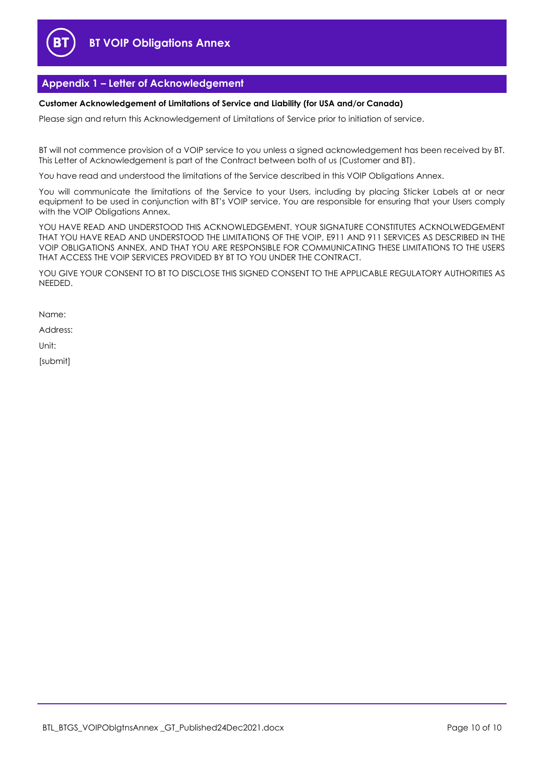## Appendix 1 – Letter of Acknowledgement

**Customer Acknowledgement of Limitations of Service and Liability (for USA and/or Canada)**

Please sign and return this Acknowledgement of Limitations of Service prior to initiation of service.

BT will not commence provision of a VOIP service to you unless a signed acknowledgement has been received by BT. This Letter of Acknowledgement is part of the Contract between both of us (Customer and BT).

You have read and understood the limitations of the Service described in this VOIP Obligations Annex.

You will communicate the limitations of the Service to your Users, including by placing Sticker Labels at or near equipment to be used in conjunction with BT's VOIP service. You are responsible for ensuring that your Users comply with the VOIP Obligations Annex.

YOU HAVE READ AND UNDERSTOOD THIS ACKNOWLEDGEMENT. YOUR SIGNATURE CONSTITUTES ACKNOLWEDGEMENT THAT YOU HAVE READ AND UNDERSTOOD THE LIMITATIONS OF THE VOIP, E911 AND 911 SERVICES AS DESCRIBED IN THE VOIP OBLIGATIONS ANNEX, AND THAT YOU ARE RESPONSIBLE FOR COMMUNICATING THESE LIMITATIONS TO THE USERS THAT ACCESS THE VOIP SERVICES PROVIDED BY BT TO YOU UNDER THE CONTRACT.

YOU GIVE YOUR CONSENT TO BT TO DISCLOSE THIS SIGNED CONSENT TO THE APPLICABLE REGULATORY AUTHORITIES AS NEEDED.

Name:

Address:

Unit:

[submit]